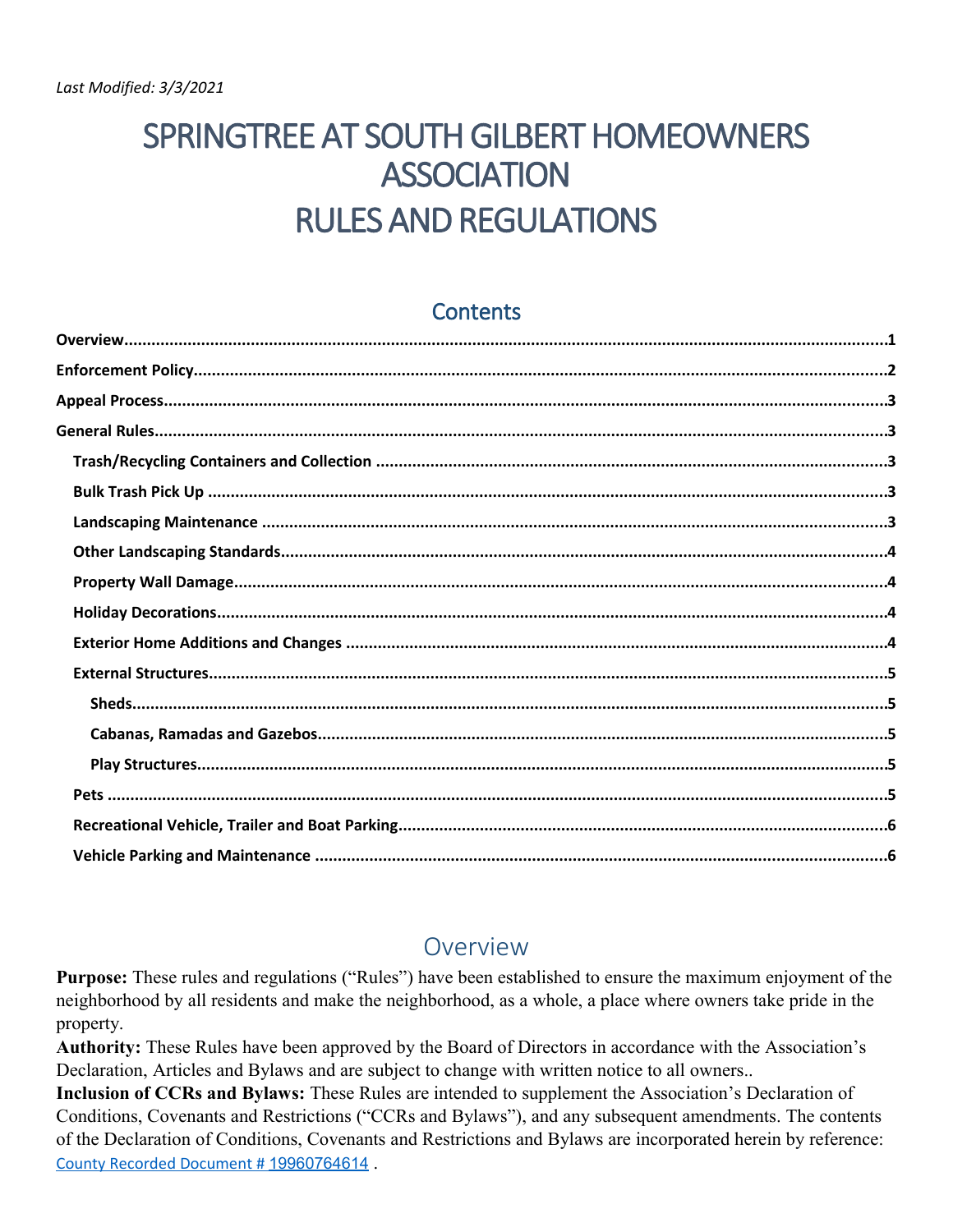*Last Modified: 3/3/2021*

# SPRINGTREE AT SOUTH GILBERT HOMEOWNERS ASSOCIATION RULES AND REGULATIONS

## Contents

**Overview**......1

**Enforcement Policy**......2

**Appeal Process**......3

**General Rules**......3

- **Trash/Recycling Containers and Collection**......3
- **Bulk Trash Pick Up**......3
- **Landscaping Maintenance**......3
- **Other Landscaping Standards**......4
- **Property Wall Damage**......4
- **Holiday Decorations**......4
- **Exterior Home Additions and Changes**......4
- **External Structures**......5
  - **Sheds**......5
  - **Cabanas, Ramadas and Gazebos**......5
  - **Play Structures**......5
- **Pets**......5
- **Recreational Vehicle, Trailer and Boat Parking**......6
- **Vehicle Parking and Maintenance**......6

## Overview

**Purpose:** These rules and regulations ("Rules") have been established to ensure the maximum enjoyment of the neighborhood by all residents and make the neighborhood, as a whole, a place where owners take pride in the property.

**Authority:** These Rules have been approved by the Board of Directors in accordance with the Association's Declaration, Articles and Bylaws and are subject to change with written notice to all owners..

**Inclusion of CCRs and Bylaws:** These Rules are intended to supplement the Association's Declaration of Conditions, Covenants and Restrictions ("CCRs and Bylaws"), and any subsequent amendments. The contents of the Declaration of Conditions, Covenants and Restrictions and Bylaws are incorporated herein by reference: County Recorded Document # 19960764614 .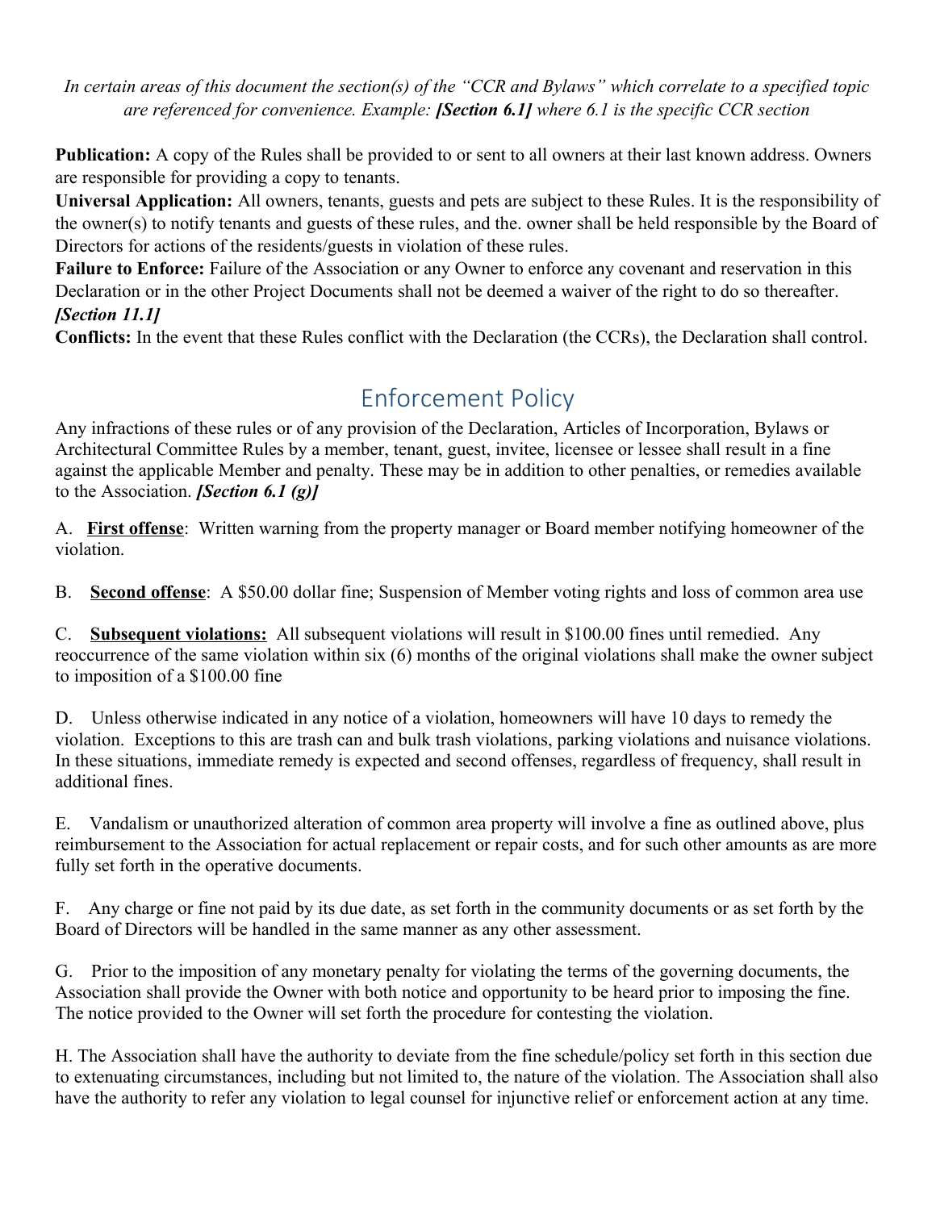*In certain areas of this document the section(s) of the "CCR and Bylaws" which correlate to a specified topic are referenced for convenience. Example: **[Section 6.1]** where 6.1 is the specific CCR section*

**Publication:** A copy of the Rules shall be provided to or sent to all owners at their last known address. Owners are responsible for providing a copy to tenants.

**Universal Application:** All owners, tenants, guests and pets are subject to these Rules. It is the responsibility of the owner(s) to notify tenants and guests of these rules, and the. owner shall be held responsible by the Board of Directors for actions of the residents/guests in violation of these rules.

**Failure to Enforce:** Failure of the Association or any Owner to enforce any covenant and reservation in this Declaration or in the other Project Documents shall not be deemed a waiver of the right to do so thereafter. ***[Section 11.1]***

**Conflicts:** In the event that these Rules conflict with the Declaration (the CCRs), the Declaration shall control.

# Enforcement Policy

Any infractions of these rules or of any provision of the Declaration, Articles of Incorporation, Bylaws or Architectural Committee Rules by a member, tenant, guest, invitee, licensee or lessee shall result in a fine against the applicable Member and penalty. These may be in addition to other penalties, or remedies available to the Association. ***[Section 6.1 (g)]***

A. **First offense**: Written warning from the property manager or Board member notifying homeowner of the violation.

B. **Second offense**: A $50.00 dollar fine; Suspension of Member voting rights and loss of common area use

C. **Subsequent violations:** All subsequent violations will result in $100.00 fines until remedied. Any reoccurrence of the same violation within six (6) months of the original violations shall make the owner subject to imposition of a $100.00 fine

D. Unless otherwise indicated in any notice of a violation, homeowners will have 10 days to remedy the violation. Exceptions to this are trash can and bulk trash violations, parking violations and nuisance violations. In these situations, immediate remedy is expected and second offenses, regardless of frequency, shall result in additional fines.

E. Vandalism or unauthorized alteration of common area property will involve a fine as outlined above, plus reimbursement to the Association for actual replacement or repair costs, and for such other amounts as are more fully set forth in the operative documents.

F. Any charge or fine not paid by its due date, as set forth in the community documents or as set forth by the Board of Directors will be handled in the same manner as any other assessment.

G. Prior to the imposition of any monetary penalty for violating the terms of the governing documents, the Association shall provide the Owner with both notice and opportunity to be heard prior to imposing the fine. The notice provided to the Owner will set forth the procedure for contesting the violation.

H. The Association shall have the authority to deviate from the fine schedule/policy set forth in this section due to extenuating circumstances, including but not limited to, the nature of the violation. The Association shall also have the authority to refer any violation to legal counsel for injunctive relief or enforcement action at any time.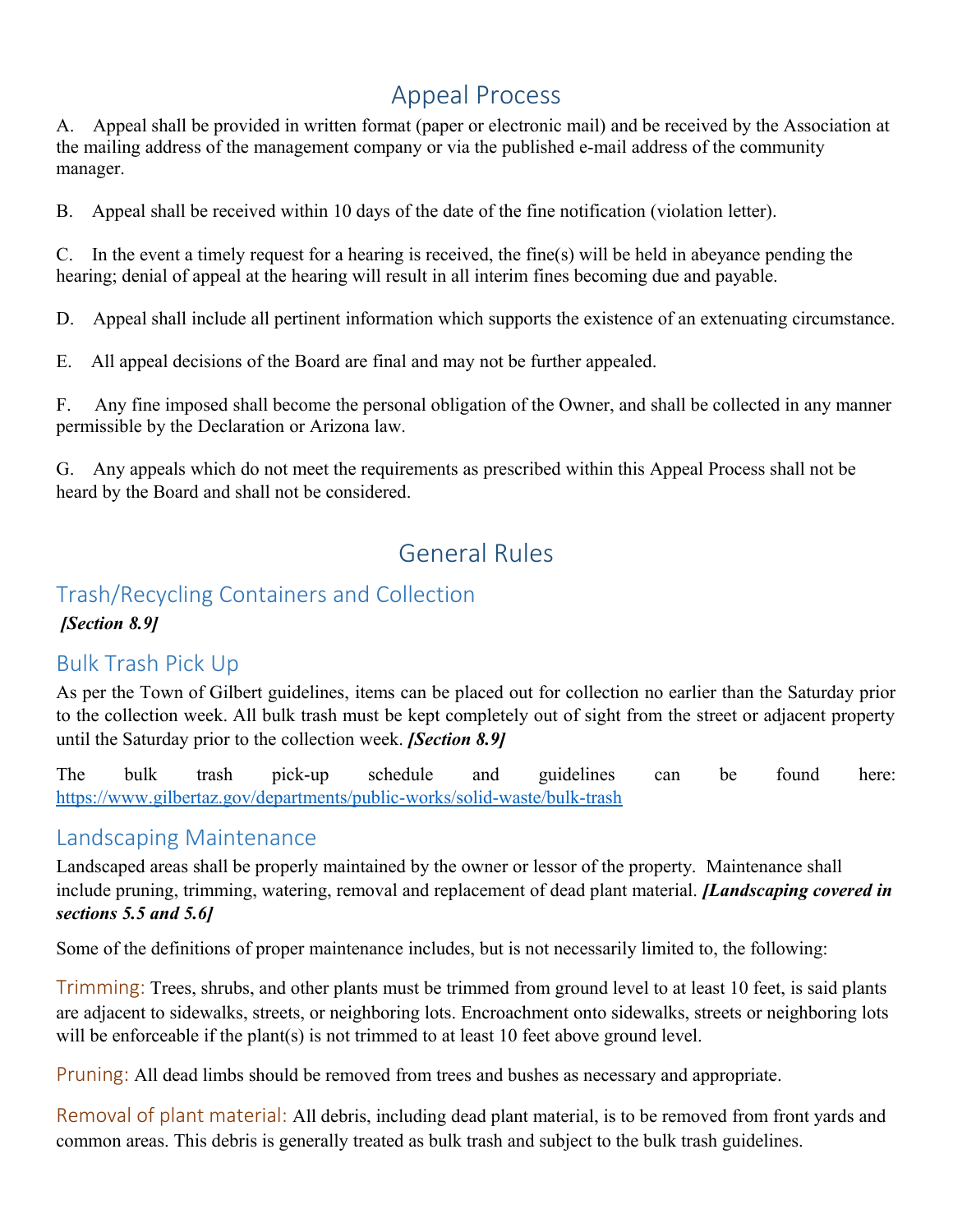# Appeal Process

A. Appeal shall be provided in written format (paper or electronic mail) and be received by the Association at the mailing address of the management company or via the published e-mail address of the community manager.

B. Appeal shall be received within 10 days of the date of the fine notification (violation letter).

C. In the event a timely request for a hearing is received, the fine(s) will be held in abeyance pending the hearing; denial of appeal at the hearing will result in all interim fines becoming due and payable.

D. Appeal shall include all pertinent information which supports the existence of an extenuating circumstance.

E. All appeal decisions of the Board are final and may not be further appealed.

F. Any fine imposed shall become the personal obligation of the Owner, and shall be collected in any manner permissible by the Declaration or Arizona law.

G. Any appeals which do not meet the requirements as prescribed within this Appeal Process shall not be heard by the Board and shall not be considered.

# General Rules

## Trash/Recycling Containers and Collection

***[Section 8.9]***

## Bulk Trash Pick Up

As per the Town of Gilbert guidelines, items can be placed out for collection no earlier than the Saturday prior to the collection week. All bulk trash must be kept completely out of sight from the street or adjacent property until the Saturday prior to the collection week. ***[Section 8.9]***

The bulk trash pick-up schedule and guidelines can be found here: https://www.gilbertaz.gov/departments/public-works/solid-waste/bulk-trash

## Landscaping Maintenance

Landscaped areas shall be properly maintained by the owner or lessor of the property. Maintenance shall include pruning, trimming, watering, removal and replacement of dead plant material. ***[Landscaping covered in sections 5.5 and 5.6]***

Some of the definitions of proper maintenance includes, but is not necessarily limited to, the following:

**Trimming:** Trees, shrubs, and other plants must be trimmed from ground level to at least 10 feet, is said plants are adjacent to sidewalks, streets, or neighboring lots. Encroachment onto sidewalks, streets or neighboring lots will be enforceable if the plant(s) is not trimmed to at least 10 feet above ground level.

**Pruning:** All dead limbs should be removed from trees and bushes as necessary and appropriate.

**Removal of plant material:** All debris, including dead plant material, is to be removed from front yards and common areas. This debris is generally treated as bulk trash and subject to the bulk trash guidelines.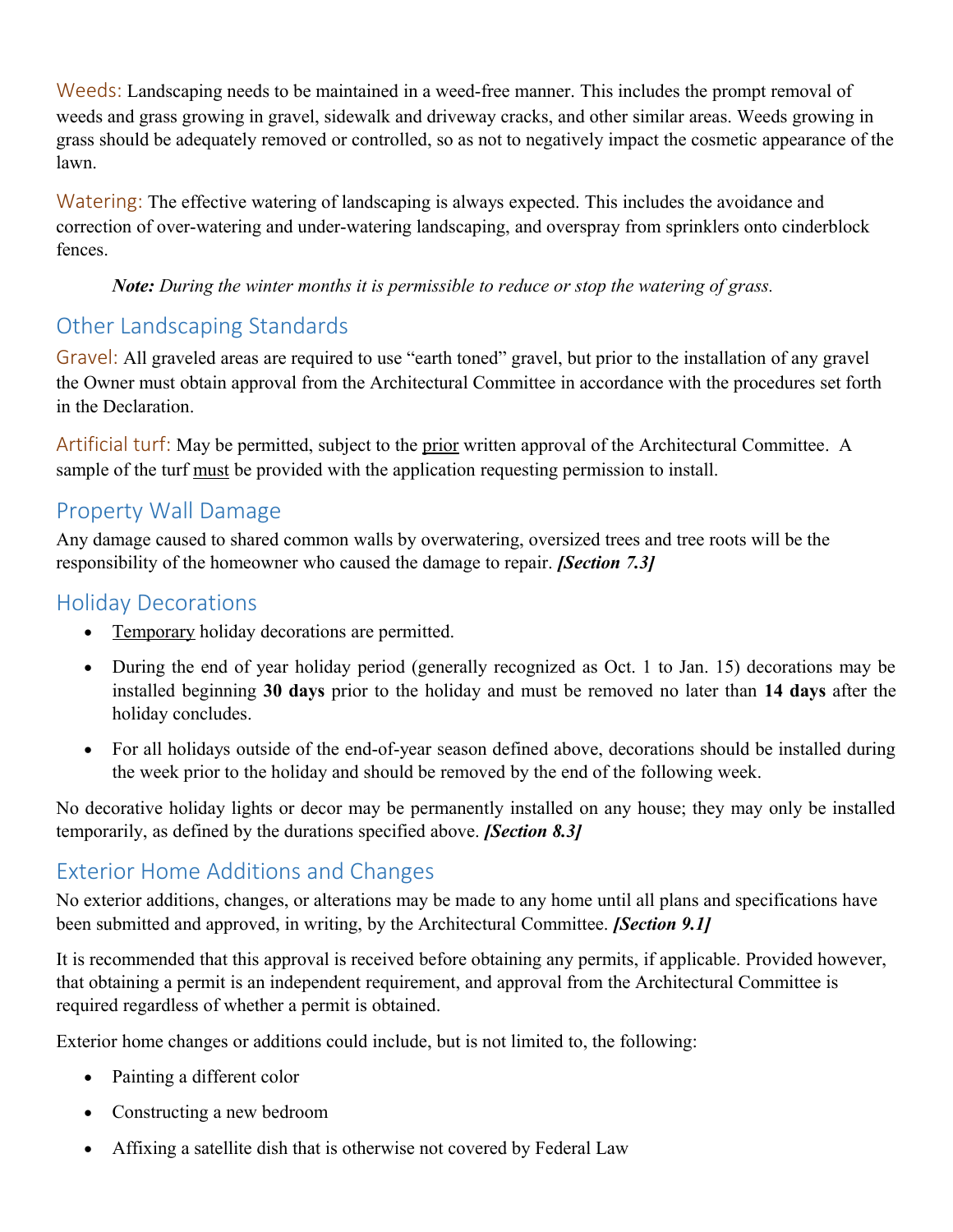**Weeds:** Landscaping needs to be maintained in a weed-free manner. This includes the prompt removal of weeds and grass growing in gravel, sidewalk and driveway cracks, and other similar areas. Weeds growing in grass should be adequately removed or controlled, so as not to negatively impact the cosmetic appearance of the lawn.

**Watering:** The effective watering of landscaping is always expected. This includes the avoidance and correction of over-watering and under-watering landscaping, and overspray from sprinklers onto cinderblock fences.

> ***Note:*** *During the winter months it is permissible to reduce or stop the watering of grass.*

## Other Landscaping Standards

**Gravel:** All graveled areas are required to use "earth toned" gravel, but prior to the installation of any gravel the Owner must obtain approval from the Architectural Committee in accordance with the procedures set forth in the Declaration.

**Artificial turf:** May be permitted, subject to the prior written approval of the Architectural Committee. A sample of the turf must be provided with the application requesting permission to install.

## Property Wall Damage

Any damage caused to shared common walls by overwatering, oversized trees and tree roots will be the responsibility of the homeowner who caused the damage to repair. ***[Section 7.3]***

## Holiday Decorations

- Temporary holiday decorations are permitted.
- During the end of year holiday period (generally recognized as Oct. 1 to Jan. 15) decorations may be installed beginning **30 days** prior to the holiday and must be removed no later than **14 days** after the holiday concludes.
- For all holidays outside of the end-of-year season defined above, decorations should be installed during the week prior to the holiday and should be removed by the end of the following week.

No decorative holiday lights or decor may be permanently installed on any house; they may only be installed temporarily, as defined by the durations specified above. ***[Section 8.3]***

## Exterior Home Additions and Changes

No exterior additions, changes, or alterations may be made to any home until all plans and specifications have been submitted and approved, in writing, by the Architectural Committee. ***[Section 9.1]***

It is recommended that this approval is received before obtaining any permits, if applicable. Provided however, that obtaining a permit is an independent requirement, and approval from the Architectural Committee is required regardless of whether a permit is obtained.

Exterior home changes or additions could include, but is not limited to, the following:

- Painting a different color
- Constructing a new bedroom
- Affixing a satellite dish that is otherwise not covered by Federal Law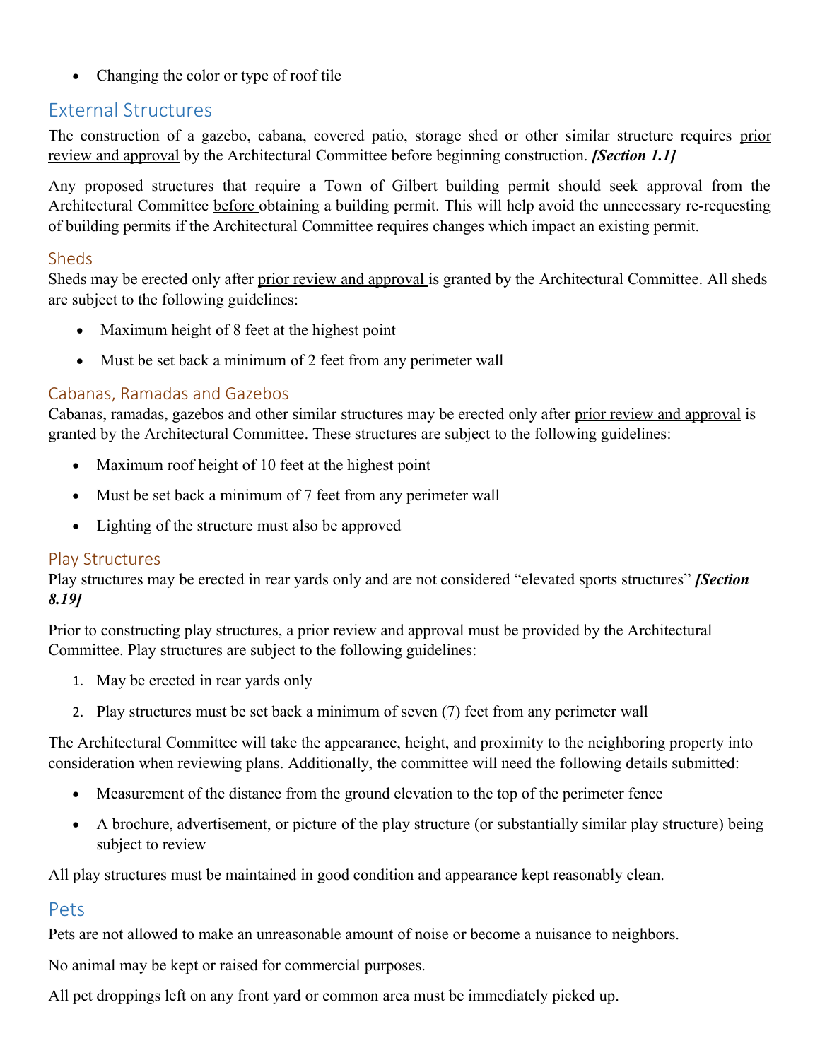- Changing the color or type of roof tile

## External Structures

The construction of a gazebo, cabana, covered patio, storage shed or other similar structure requires prior review and approval by the Architectural Committee before beginning construction. ***[Section 1.1]***

Any proposed structures that require a Town of Gilbert building permit should seek approval from the Architectural Committee before obtaining a building permit. This will help avoid the unnecessary re-requesting of building permits if the Architectural Committee requires changes which impact an existing permit.

### Sheds

Sheds may be erected only after prior review and approval is granted by the Architectural Committee. All sheds are subject to the following guidelines:

- Maximum height of 8 feet at the highest point
- Must be set back a minimum of 2 feet from any perimeter wall

### Cabanas, Ramadas and Gazebos

Cabanas, ramadas, gazebos and other similar structures may be erected only after prior review and approval is granted by the Architectural Committee. These structures are subject to the following guidelines:

- Maximum roof height of 10 feet at the highest point
- Must be set back a minimum of 7 feet from any perimeter wall
- Lighting of the structure must also be approved

### Play Structures

Play structures may be erected in rear yards only and are not considered "elevated sports structures" ***[Section 8.19]***

Prior to constructing play structures, a prior review and approval must be provided by the Architectural Committee. Play structures are subject to the following guidelines:

1. May be erected in rear yards only
2. Play structures must be set back a minimum of seven (7) feet from any perimeter wall

The Architectural Committee will take the appearance, height, and proximity to the neighboring property into consideration when reviewing plans. Additionally, the committee will need the following details submitted:

- Measurement of the distance from the ground elevation to the top of the perimeter fence
- A brochure, advertisement, or picture of the play structure (or substantially similar play structure) being subject to review

All play structures must be maintained in good condition and appearance kept reasonably clean.

## Pets

Pets are not allowed to make an unreasonable amount of noise or become a nuisance to neighbors.

No animal may be kept or raised for commercial purposes.

All pet droppings left on any front yard or common area must be immediately picked up.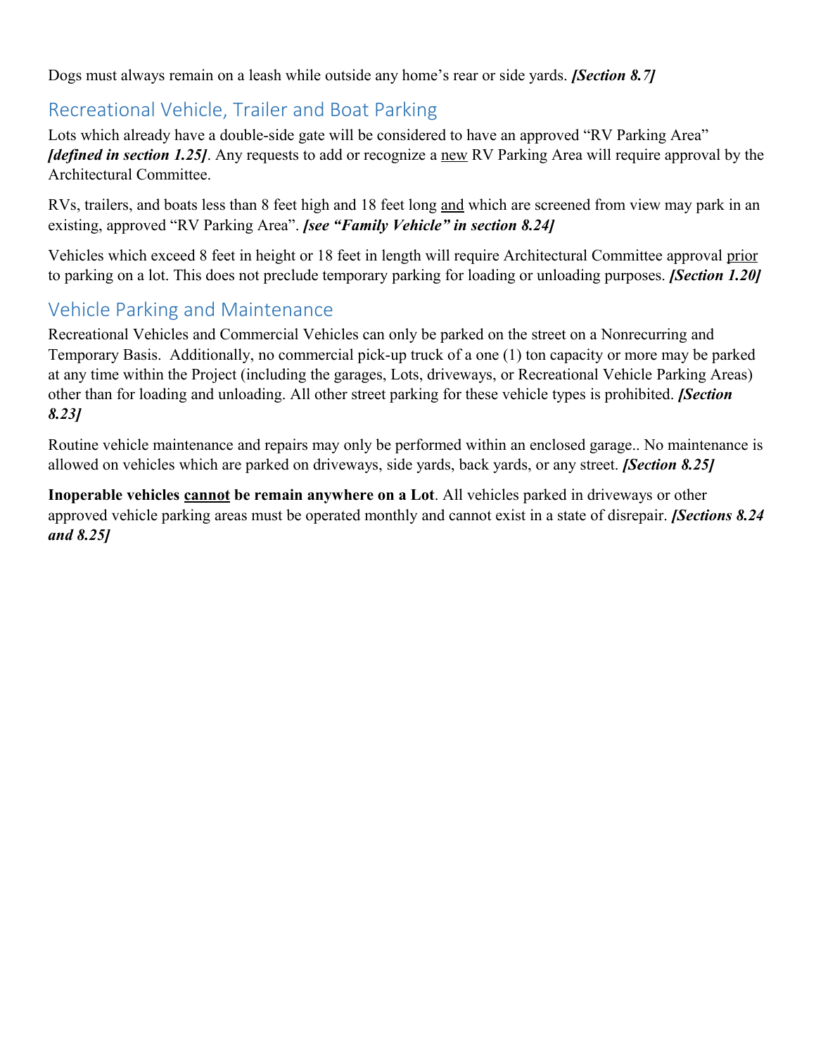Dogs must always remain on a leash while outside any home's rear or side yards. ***[Section 8.7]***

## Recreational Vehicle, Trailer and Boat Parking

Lots which already have a double-side gate will be considered to have an approved "RV Parking Area" ***[defined in section 1.25]***. Any requests to add or recognize a new RV Parking Area will require approval by the Architectural Committee.

RVs, trailers, and boats less than 8 feet high and 18 feet long and which are screened from view may park in an existing, approved "RV Parking Area". ***[see "Family Vehicle" in section 8.24]***

Vehicles which exceed 8 feet in height or 18 feet in length will require Architectural Committee approval prior to parking on a lot. This does not preclude temporary parking for loading or unloading purposes. ***[Section 1.20]***

## Vehicle Parking and Maintenance

Recreational Vehicles and Commercial Vehicles can only be parked on the street on a Nonrecurring and Temporary Basis. Additionally, no commercial pick-up truck of a one (1) ton capacity or more may be parked at any time within the Project (including the garages, Lots, driveways, or Recreational Vehicle Parking Areas) other than for loading and unloading. All other street parking for these vehicle types is prohibited. ***[Section 8.23]***

Routine vehicle maintenance and repairs may only be performed within an enclosed garage.. No maintenance is allowed on vehicles which are parked on driveways, side yards, back yards, or any street. ***[Section 8.25]***

**Inoperable vehicles cannot be remain anywhere on a Lot**. All vehicles parked in driveways or other approved vehicle parking areas must be operated monthly and cannot exist in a state of disrepair. ***[Sections 8.24 and 8.25]***